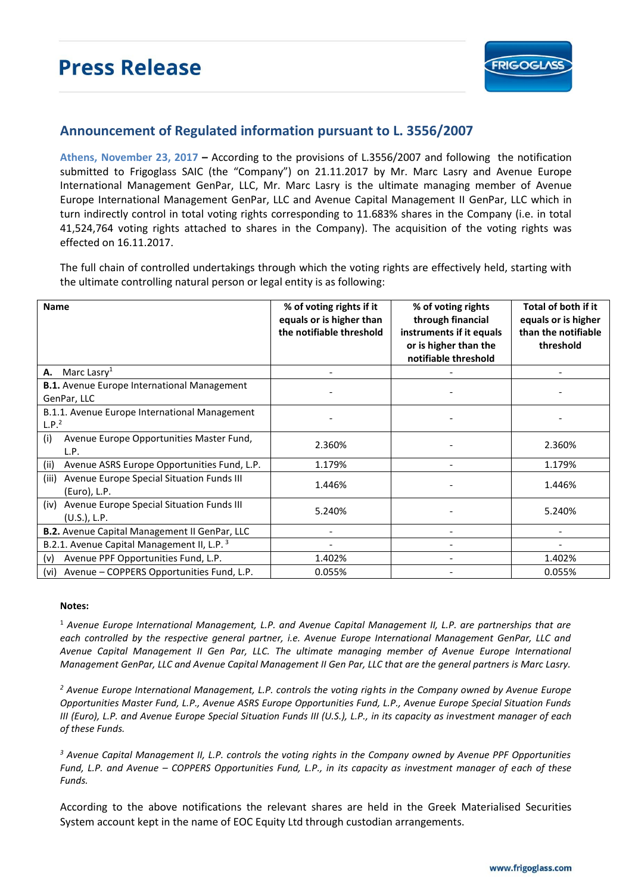# Press Release

## Announcement of Regulated information pursuant to L. 3556/2007

**Athens, November 23, 2017 –** According to the provisions of L.3556/2007 and following the notification submitted to Frigoglass SAIC (the "Company") on 21.11.2017 by Mr. Marc Lasry and Avenue Europe International Management GenPar, LLC, Mr. Marc Lasry is the ultimate managing member of Avenue Europe International Management GenPar, LLC and Avenue Capital Management II GenPar, LLC which in turn indirectly control in total voting rights corresponding to 11.683% shares in the Company (i.e. in total 41,524,764 voting rights attached to shares in the Company). The acquisition of the voting rights was effected on 16.11.2017.

The full chain of controlled undertakings through which the voting rights are effectively held, starting with the ultimate controlling natural person or legal entity is as following:

| **Name** | **% of voting rights if it equals or is higher than the notifiable threshold** | **% of voting rights through financial instruments if it equals or is higher than the notifiable threshold** | **Total of both if it equals or is higher than the notifiable threshold** |
|---|---|---|---|
| **A.** Marc Lasry[1] | - | - | - |
| **B.1.** Avenue Europe International Management GenPar, LLC | - | - | - |
| B.1.1. Avenue Europe International Management L.P.[2] | - | - | - |
| (i) Avenue Europe Opportunities Master Fund, L.P. | 2.360% | - | 2.360% |
| (ii) Avenue ASRS Europe Opportunities Fund, L.P. | 1.179% | - | 1.179% |
| (iii) Avenue Europe Special Situation Funds III (Euro), L.P. | 1.446% | - | 1.446% |
| (iv) Avenue Europe Special Situation Funds III (U.S.), L.P. | 5.240% | - | 5.240% |
| **B.2.** Avenue Capital Management II GenPar, LLC | - | - | - |
| B.2.1. Avenue Capital Management II, L.P. [3] | - | - | - |
| (v) Avenue PPF Opportunities Fund, L.P. | 1.402% | - | 1.402% |
| (vi) Avenue – COPPERS Opportunities Fund, L.P. | 0.055% | - | 0.055% |

**Notes:**

[1] *Avenue Europe International Management, L.P. and Avenue Capital Management II, L.P. are partnerships that are each controlled by the respective general partner, i.e. Avenue Europe International Management GenPar, LLC and Avenue Capital Management II Gen Par, LLC. The ultimate managing member of Avenue Europe International Management GenPar, LLC and Avenue Capital Management II Gen Par, LLC that are the general partners is Marc Lasry.*

[2] *Avenue Europe International Management, L.P. controls the voting rights in the Company owned by Avenue Europe Opportunities Master Fund, L.P., Avenue ASRS Europe Opportunities Fund, L.P., Avenue Europe Special Situation Funds III (Euro), L.P. and Avenue Europe Special Situation Funds III (U.S.), L.P., in its capacity as investment manager of each of these Funds.*

[3] *Avenue Capital Management II, L.P. controls the voting rights in the Company owned by Avenue PPF Opportunities Fund, L.P. and Avenue – COPPERS Opportunities Fund, L.P., in its capacity as investment manager of each of these Funds.*

According to the above notifications the relevant shares are held in the Greek Materialised Securities System account kept in the name of EOC Equity Ltd through custodian arrangements.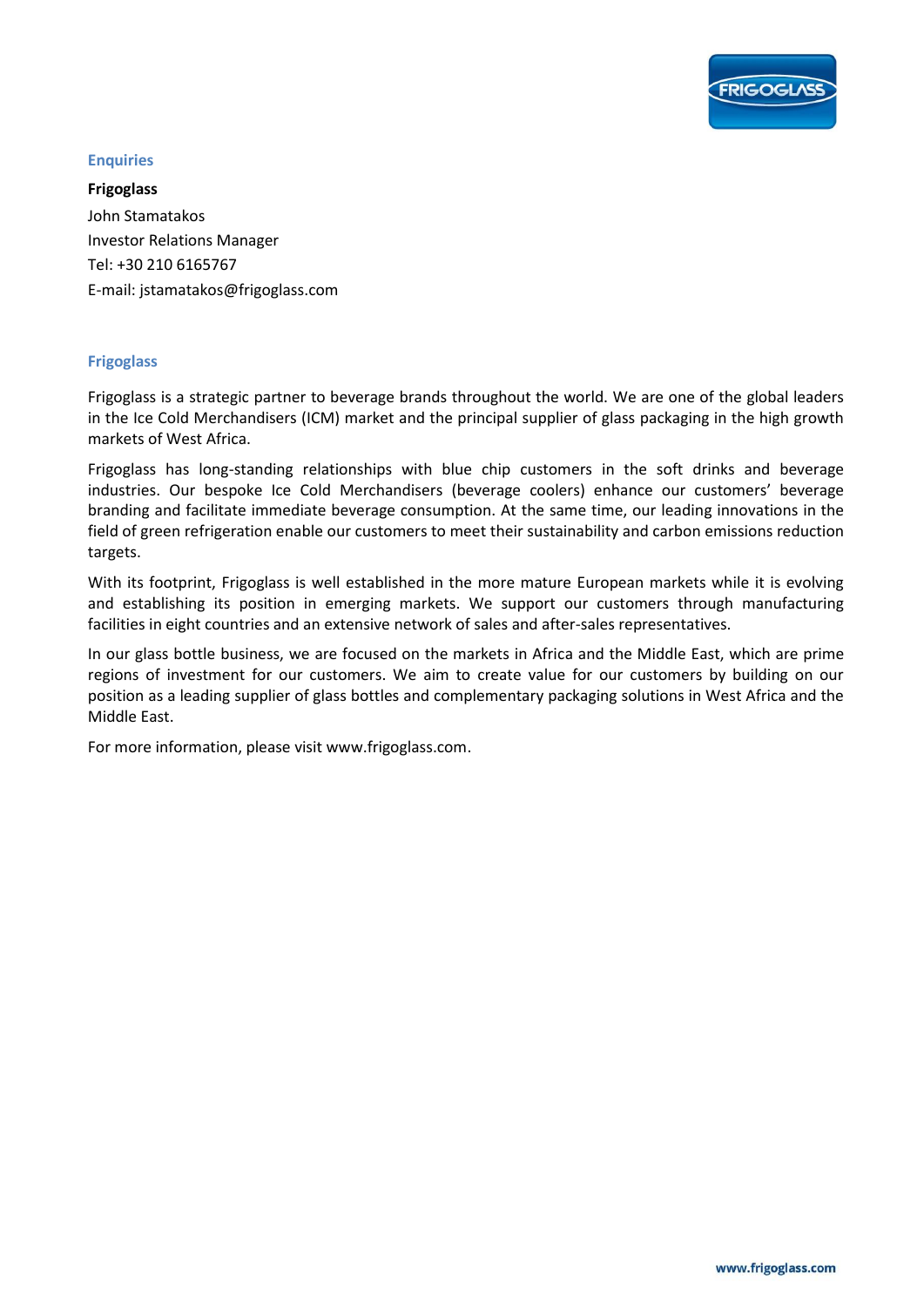## Enquiries

**Frigoglass**

John Stamatakos
Investor Relations Manager
Tel: +30 210 6165767
E-mail: jstamatakos@frigoglass.com

## Frigoglass

Frigoglass is a strategic partner to beverage brands throughout the world. We are one of the global leaders in the Ice Cold Merchandisers (ICM) market and the principal supplier of glass packaging in the high growth markets of West Africa.

Frigoglass has long-standing relationships with blue chip customers in the soft drinks and beverage industries. Our bespoke Ice Cold Merchandisers (beverage coolers) enhance our customers' beverage branding and facilitate immediate beverage consumption. At the same time, our leading innovations in the field of green refrigeration enable our customers to meet their sustainability and carbon emissions reduction targets.

With its footprint, Frigoglass is well established in the more mature European markets while it is evolving and establishing its position in emerging markets. We support our customers through manufacturing facilities in eight countries and an extensive network of sales and after-sales representatives.

In our glass bottle business, we are focused on the markets in Africa and the Middle East, which are prime regions of investment for our customers. We aim to create value for our customers by building on our position as a leading supplier of glass bottles and complementary packaging solutions in West Africa and the Middle East.

For more information, please visit www.frigoglass.com.